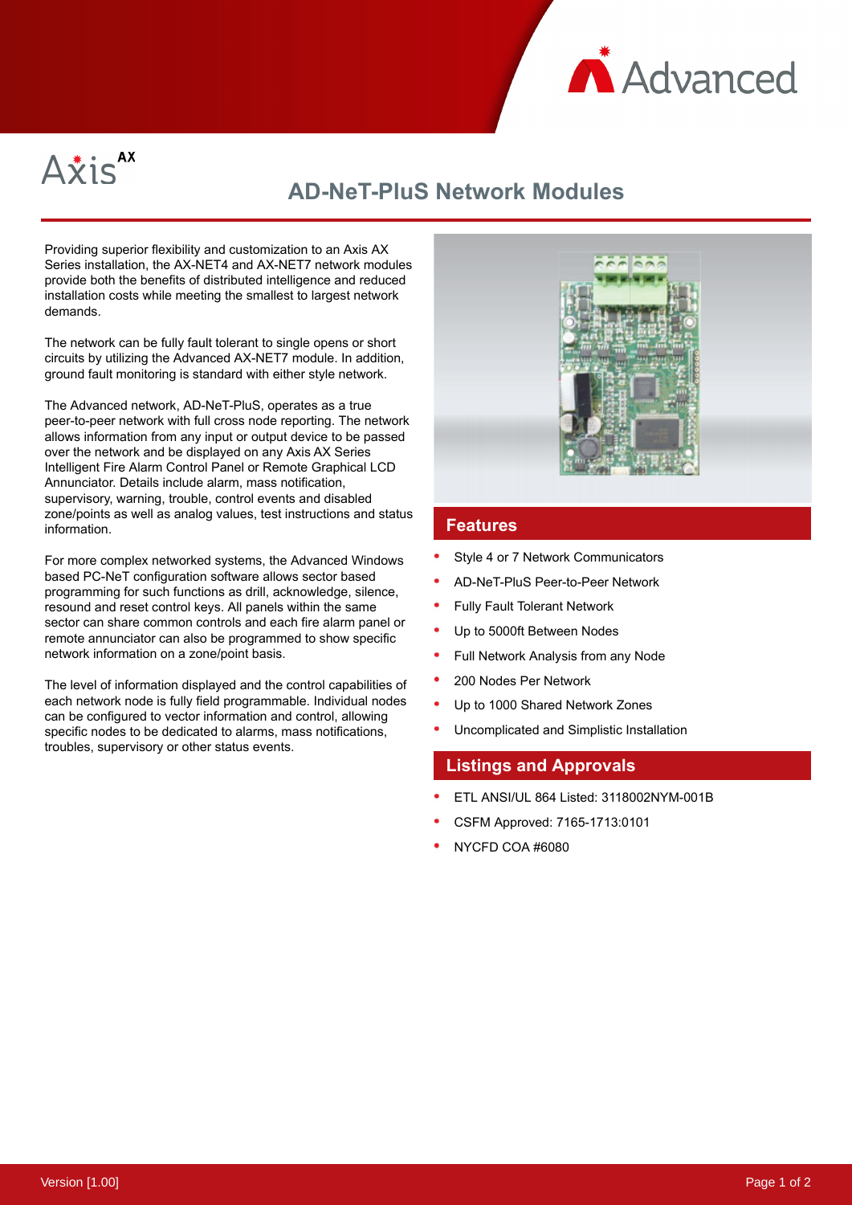Axis AX

# AD-NeT-PluS Network Modules

Providing superior flexibility and customization to an Axis AX Series installation, the AX-NET4 and AX-NET7 network modules provide both the benefits of distributed intelligence and reduced installation costs while meeting the smallest to largest network demands.

The network can be fully fault tolerant to single opens or short circuits by utilizing the Advanced AX-NET7 module. In addition, ground fault monitoring is standard with either style network.

The Advanced network, AD-NeT-PluS, operates as a true peer-to-peer network with full cross node reporting. The network allows information from any input or output device to be passed over the network and be displayed on any Axis AX Series Intelligent Fire Alarm Control Panel or Remote Graphical LCD Annunciator. Details include alarm, mass notification, supervisory, warning, trouble, control events and disabled zone/points as well as analog values, test instructions and status information.

For more complex networked systems, the Advanced Windows based PC-NeT configuration software allows sector based programming for such functions as drill, acknowledge, silence, resound and reset control keys. All panels within the same sector can share common controls and each fire alarm panel or remote annunciator can also be programmed to show specific network information on a zone/point basis.

The level of information displayed and the control capabilities of each network node is fully field programmable. Individual nodes can be configured to vector information and control, allowing specific nodes to be dedicated to alarms, mass notifications, troubles, supervisory or other status events.

## Features

- Style 4 or 7 Network Communicators
- AD-NeT-PluS Peer-to-Peer Network
- Fully Fault Tolerant Network
- Up to 5000ft Between Nodes
- Full Network Analysis from any Node
- 200 Nodes Per Network
- Up to 1000 Shared Network Zones
- Uncomplicated and Simplistic Installation

## Listings and Approvals

- ETL ANSI/UL 864 Listed: 3118002NYM-001B
- CSFM Approved: 7165-1713:0101
- NYCFD COA #6080

Version [1.00]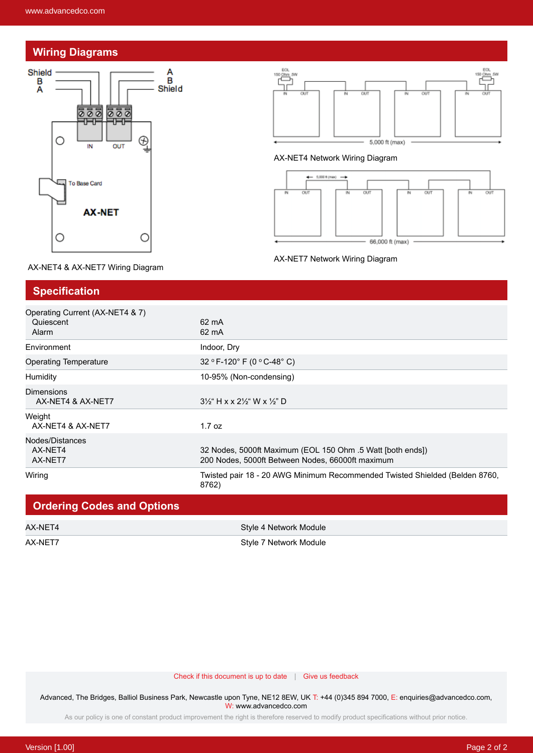## Wiring Diagrams

Shield
B
A

A
B
Shield

IN OUT

To Base Card

AX-NET

AX-NET4 & AX-NET7 Wiring Diagram

EOL
150 Ohm .5W

IN OUT IN OUT IN OUT IN OUT

5,000 ft (max)

AX-NET4 Network Wiring Diagram

5,000 ft (max)

IN OUT IN OUT IN OUT IN OUT

66,000 ft (max)

AX-NET7 Network Wiring Diagram

## Specification

| | |
|---|---|
| Operating Current (AX-NET4 & 7)<br>Quiescent<br>Alarm | <br>62 mA<br>62 mA |
| Environment | Indoor, Dry |
| Operating Temperature | 32 ° F-120° F (0 ° C-48° C) |
| Humidity | 10-95% (Non-condensing) |
| Dimensions<br>AX-NET4 & AX-NET7 | <br>3½" H x x 2½" W x ½" D |
| Weight<br>AX-NET4 & AX-NET7 | <br>1.7 oz |
| Nodes/Distances<br>AX-NET4<br>AX-NET7 | <br>32 Nodes, 5000ft Maximum (EOL 150 Ohm .5 Watt [both ends])<br>200 Nodes, 5000ft Between Nodes, 66000ft maximum |
| Wiring | Twisted pair 18 - 20 AWG Minimum Recommended Twisted Shielded (Belden 8760, 8762) |

## Ordering Codes and Options

| | |
|---|---|
| AX-NET4 | Style 4 Network Module |
| AX-NET7 | Style 7 Network Module |

Check if this document is up to date | Give us feedback

Advanced, The Bridges, Balliol Business Park, Newcastle upon Tyne, NE12 8EW, UK T: +44 (0)345 894 7000, E: enquiries@advancedco.com, W: www.advancedco.com

As our policy is one of constant product improvement the right is therefore reserved to modify product specifications without prior notice.

Version [1.00]